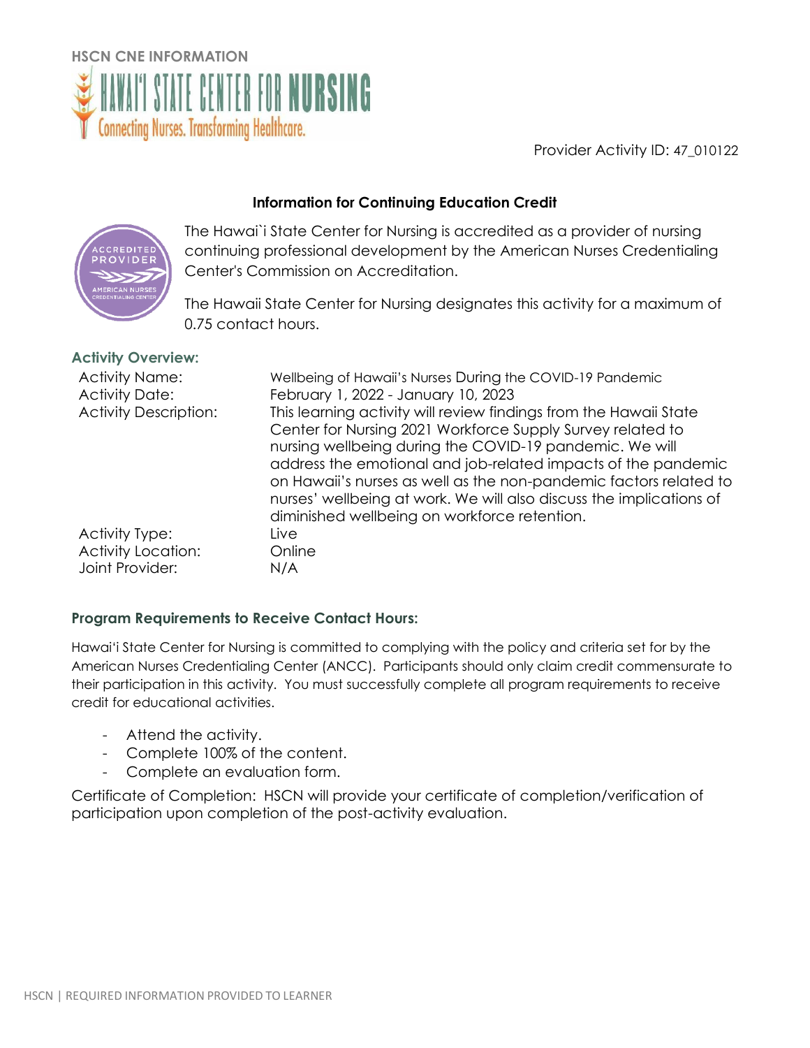HSCN CNE INFORMATION

HAWAI'I STATE CENTER FOR NURSING

Connecting Nurses. Transforming Healthcare.

Provider Activity ID: 47_010122

## Information for Continuing Education Credit

The Hawai`i State Center for Nursing is accredited as a provider of nursing continuing professional development by the American Nurses Credentialing Center's Commission on Accreditation.

The Hawaii State Center for Nursing designates this activity for a maximum of 0.75 contact hours.

### Activity Overview:

| | |
|---|---|
| Activity Name: | Wellbeing of Hawaii's Nurses During the COVID-19 Pandemic |
| Activity Date: | February 1, 2022 - January 10, 2023 |
| Activity Description: | This learning activity will review findings from the Hawaii State Center for Nursing 2021 Workforce Supply Survey related to nursing wellbeing during the COVID-19 pandemic. We will address the emotional and job-related impacts of the pandemic on Hawaii's nurses as well as the non-pandemic factors related to nurses' wellbeing at work. We will also discuss the implications of diminished wellbeing on workforce retention. |
| Activity Type: | Live |
| Activity Location: | Online |
| Joint Provider: | N/A |

### Program Requirements to Receive Contact Hours:

Hawai'i State Center for Nursing is committed to complying with the policy and criteria set for by the American Nurses Credentialing Center (ANCC). Participants should only claim credit commensurate to their participation in this activity. You must successfully complete all program requirements to receive credit for educational activities.

- Attend the activity.
- Complete 100% of the content.
- Complete an evaluation form.

Certificate of Completion: HSCN will provide your certificate of completion/verification of participation upon completion of the post-activity evaluation.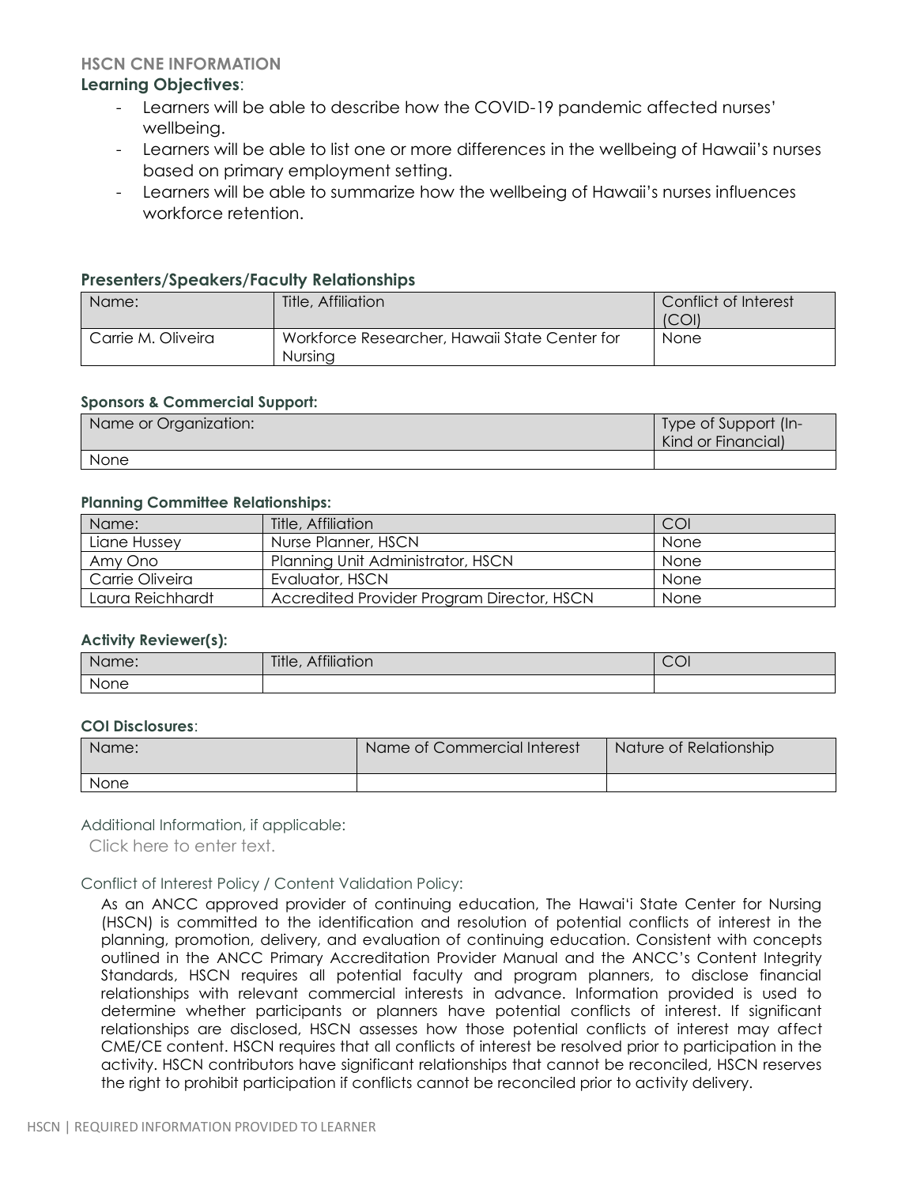### HSCN CNE INFORMATION

**Learning Objectives**:

- Learners will be able to describe how the COVID-19 pandemic affected nurses' wellbeing.
- Learners will be able to list one or more differences in the wellbeing of Hawaii's nurses based on primary employment setting.
- Learners will be able to summarize how the wellbeing of Hawaii's nurses influences workforce retention.

### Presenters/Speakers/Faculty Relationships

| Name: | Title, Affiliation | Conflict of Interest (COI) |
|---|---|---|
| Carrie M. Oliveira | Workforce Researcher, Hawaii State Center for Nursing | None |

#### Sponsors & Commercial Support:

| Name or Organization: | Type of Support (In-Kind or Financial) |
|---|---|
| None | |

#### Planning Committee Relationships:

| Name: | Title, Affiliation | COI |
|---|---|---|
| Liane Hussey | Nurse Planner, HSCN | None |
| Amy Ono | Planning Unit Administrator, HSCN | None |
| Carrie Oliveira | Evaluator, HSCN | None |
| Laura Reichhardt | Accredited Provider Program Director, HSCN | None |

#### Activity Reviewer(s):

| Name: | Title, Affiliation | COI |
|---|---|---|
| None | | |

#### COI Disclosures:

| Name: | Name of Commercial Interest | Nature of Relationship |
|---|---|---|
| None | | |

Additional Information, if applicable:

Click here to enter text.

Conflict of Interest Policy / Content Validation Policy:

As an ANCC approved provider of continuing education, The Hawai'i State Center for Nursing (HSCN) is committed to the identification and resolution of potential conflicts of interest in the planning, promotion, delivery, and evaluation of continuing education. Consistent with concepts outlined in the ANCC Primary Accreditation Provider Manual and the ANCC's Content Integrity Standards, HSCN requires all potential faculty and program planners, to disclose financial relationships with relevant commercial interests in advance. Information provided is used to determine whether participants or planners have potential conflicts of interest. If significant relationships are disclosed, HSCN assesses how those potential conflicts of interest may affect CME/CE content. HSCN requires that all conflicts of interest be resolved prior to participation in the activity. HSCN contributors have significant relationships that cannot be reconciled, HSCN reserves the right to prohibit participation if conflicts cannot be reconciled prior to activity delivery.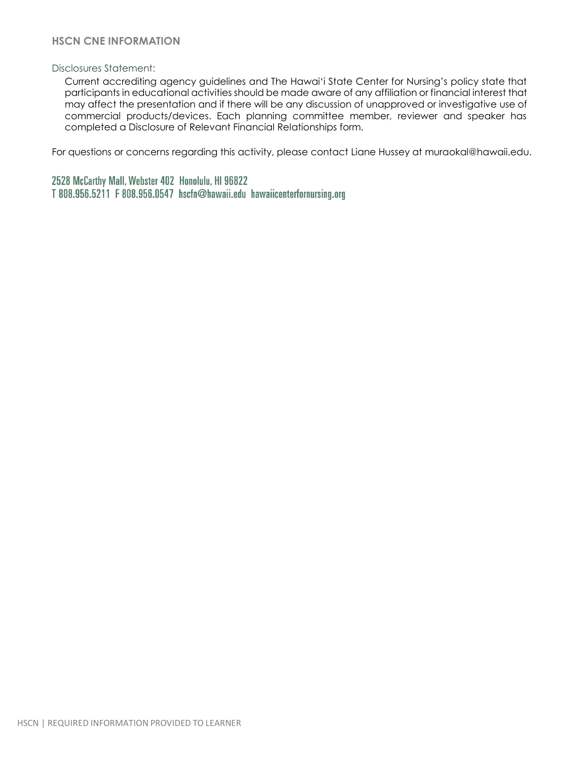## HSCN CNE INFORMATION

### Disclosures Statement:

Current accrediting agency guidelines and The Hawaiʻi State Center for Nursing's policy state that participants in educational activities should be made aware of any affiliation or financial interest that may affect the presentation and if there will be any discussion of unapproved or investigative use of commercial products/devices. Each planning committee member, reviewer and speaker has completed a Disclosure of Relevant Financial Relationships form.

For questions or concerns regarding this activity, please contact Liane Hussey at muraokal@hawaii.edu.

2528 McCarthy Mall, Webster 402 Honolulu, HI 96822
T 808.956.5211 F 808.956.0547 hscfn@hawaii.edu hawaiicenterfornursing.org